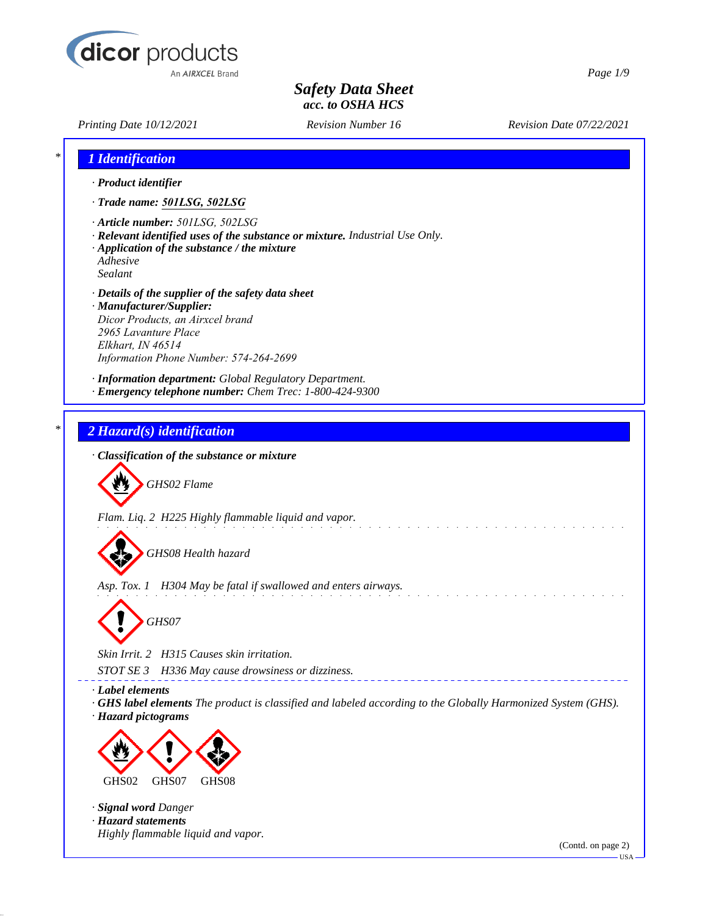# Safety Data Sheet

**acc. to OSHA HCS**

*Printing Date 10/12/2021* | *Revision Number 16* | *Revision Date 07/22/2021*

## 1 Identification

· **Product identifier**

· **Trade name: 501LSG, 502LSG**

· **Article number:** 501LSG, 502LSG

· **Relevant identified uses of the substance or mixture.** Industrial Use Only.

· **Application of the substance / the mixture**

Adhesive

Sealant

· **Details of the supplier of the safety data sheet**

· **Manufacturer/Supplier:**

Dicor Products, an Airxcel brand

2965 Lavanture Place

Elkhart, IN 46514

Information Phone Number: 574-264-2699

· **Information department:** Global Regulatory Department.

· **Emergency telephone number:** Chem Trec: 1-800-424-9300

## 2 Hazard(s) identification

· **Classification of the substance or mixture**

GHS02 Flame

Flam. Liq. 2 H225 Highly flammable liquid and vapor.

GHS08 Health hazard

Asp. Tox. 1 H304 May be fatal if swallowed and enters airways.

GHS07

Skin Irrit. 2 H315 Causes skin irritation.

STOT SE 3 H336 May cause drowsiness or dizziness.

· **Label elements**

· **GHS label elements** The product is classified and labeled according to the Globally Harmonized System (GHS).

· **Hazard pictograms**

GHS02 GHS07 GHS08

· **Signal word** Danger

· **Hazard statements**

Highly flammable liquid and vapor.

(Contd. on page 2)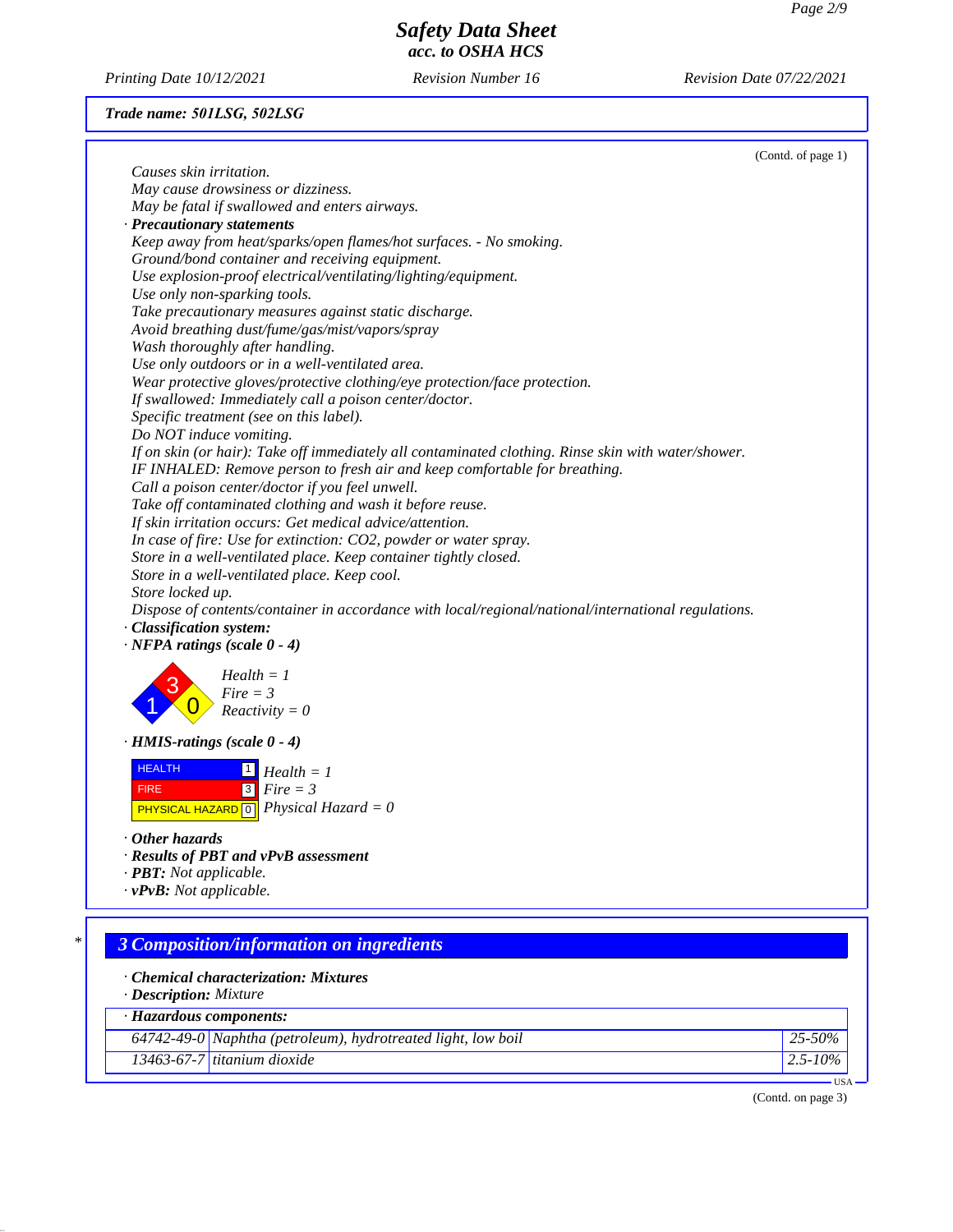**Trade name: 501LSG, 502LSG**

(Contd. of page 1)

*Causes skin irritation.*
*May cause drowsiness or dizziness.*
*May be fatal if swallowed and enters airways.*

· **Precautionary statements**

*Keep away from heat/sparks/open flames/hot surfaces. - No smoking.*
*Ground/bond container and receiving equipment.*
*Use explosion-proof electrical/ventilating/lighting/equipment.*
*Use only non-sparking tools.*
*Take precautionary measures against static discharge.*
*Avoid breathing dust/fume/gas/mist/vapors/spray*
*Wash thoroughly after handling.*
*Use only outdoors or in a well-ventilated area.*
*Wear protective gloves/protective clothing/eye protection/face protection.*
*If swallowed: Immediately call a poison center/doctor.*
*Specific treatment (see on this label).*
*Do NOT induce vomiting.*
*If on skin (or hair): Take off immediately all contaminated clothing. Rinse skin with water/shower.*
*IF INHALED: Remove person to fresh air and keep comfortable for breathing.*
*Call a poison center/doctor if you feel unwell.*
*Take off contaminated clothing and wash it before reuse.*
*If skin irritation occurs: Get medical advice/attention.*
*In case of fire: Use for extinction: $CO_2$, powder or water spray.*
*Store in a well-ventilated place. Keep container tightly closed.*
*Store in a well-ventilated place. Keep cool.*
*Store locked up.*
*Dispose of contents/container in accordance with local/regional/national/international regulations.*

· **Classification system:**

· **NFPA ratings (scale 0 - 4)**

*Health = 1*
*Fire = 3*
*Reactivity = 0*

· **HMIS-ratings (scale 0 - 4)**

| HMIS | |
|---|---|
| HEALTH | 1 |
| FIRE | 3 |
| PHYSICAL HAZARD | 0 |

*Health = 1*
*Fire = 3*
*Physical Hazard = 0*

· **Other hazards**
· **Results of PBT and vPvB assessment**
· **PBT:** Not applicable.
· **vPvB:** Not applicable.

## 3 Composition/information on ingredients

· **Chemical characterization: Mixtures**
· **Description:** Mixture

· **Hazardous components:**

| CAS | Component | % |
|---|---|---|
| 64742-49-0 | Naphtha (petroleum), hydrotreated light, low boil | 25-50% |
| 13463-67-7 | titanium dioxide | 2.5-10% |

(Contd. on page 3)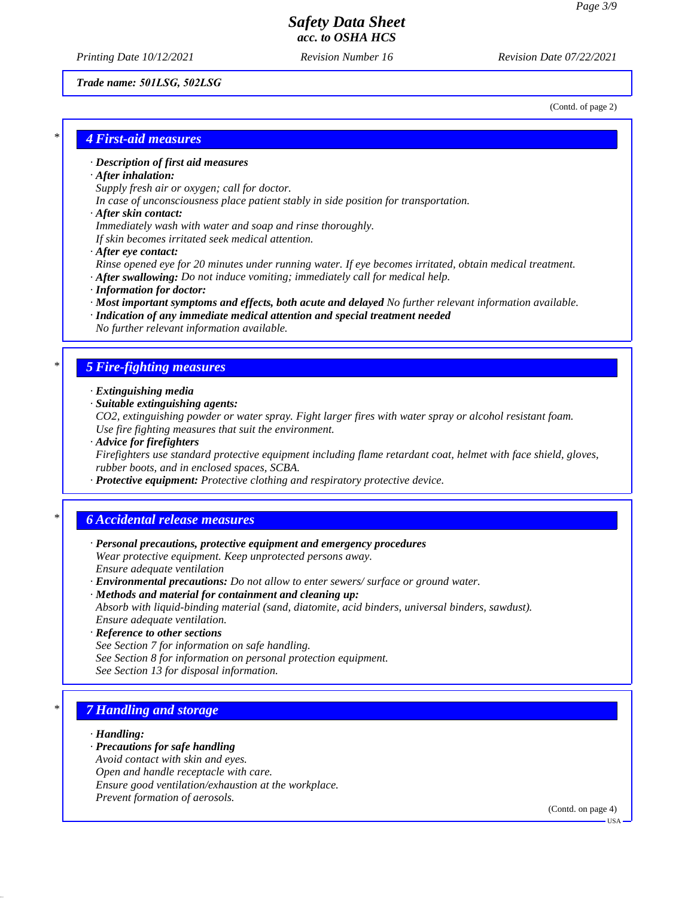Trade name: 501LSG, 502LSG

(Contd. of page 2)

## 4 First-aid measures

· **Description of first aid measures**
· **After inhalation:**
Supply fresh air or oxygen; call for doctor.
In case of unconsciousness place patient stably in side position for transportation.
· **After skin contact:**
Immediately wash with water and soap and rinse thoroughly.
If skin becomes irritated seek medical attention.
· **After eye contact:**
Rinse opened eye for 20 minutes under running water. If eye becomes irritated, obtain medical treatment.
· **After swallowing:** Do not induce vomiting; immediately call for medical help.
· **Information for doctor:**
· **Most important symptoms and effects, both acute and delayed** No further relevant information available.
· **Indication of any immediate medical attention and special treatment needed**
No further relevant information available.

## 5 Fire-fighting measures

· **Extinguishing media**
· **Suitable extinguishing agents:**
$CO_2$, extinguishing powder or water spray. Fight larger fires with water spray or alcohol resistant foam.
Use fire fighting measures that suit the environment.
· **Advice for firefighters**
Firefighters use standard protective equipment including flame retardant coat, helmet with face shield, gloves, rubber boots, and in enclosed spaces, SCBA.
· **Protective equipment:** Protective clothing and respiratory protective device.

## 6 Accidental release measures

· **Personal precautions, protective equipment and emergency procedures**
Wear protective equipment. Keep unprotected persons away.
Ensure adequate ventilation
· **Environmental precautions:** Do not allow to enter sewers/ surface or ground water.
· **Methods and material for containment and cleaning up:**
Absorb with liquid-binding material (sand, diatomite, acid binders, universal binders, sawdust).
Ensure adequate ventilation.
· **Reference to other sections**
See Section 7 for information on safe handling.
See Section 8 for information on personal protection equipment.
See Section 13 for disposal information.

## 7 Handling and storage

· **Handling:**
· **Precautions for safe handling**
Avoid contact with skin and eyes.
Open and handle receptacle with care.
Ensure good ventilation/exhaustion at the workplace.
Prevent formation of aerosols.

(Contd. on page 4)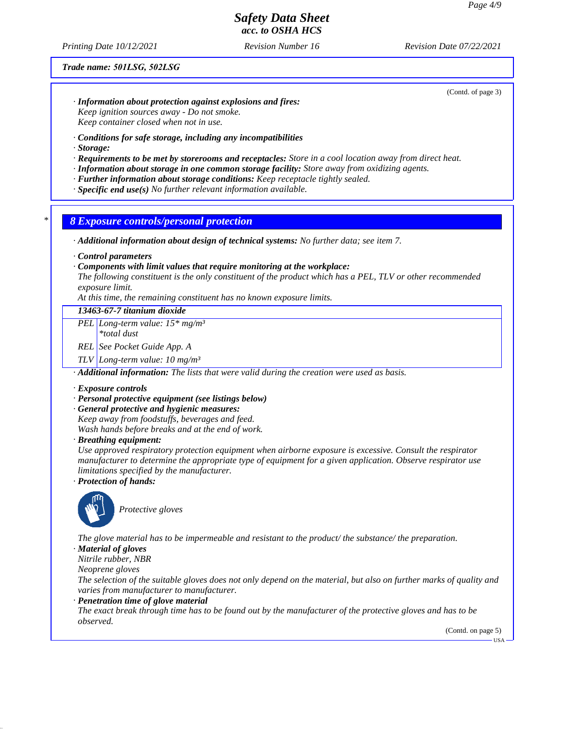**Trade name: 501LSG, 502LSG**

(Contd. of page 3)

· **Information about protection against explosions and fires:**
Keep ignition sources away - Do not smoke.
Keep container closed when not in use.

· **Conditions for safe storage, including any incompatibilities**
· **Storage:**
· **Requirements to be met by storerooms and receptacles:** Store in a cool location away from direct heat.
· **Information about storage in one common storage facility:** Store away from oxidizing agents.
· **Further information about storage conditions:** Keep receptacle tightly sealed.
· **Specific end use(s)** No further relevant information available.

## * 8 Exposure controls/personal protection

· **Additional information about design of technical systems:** No further data; see item 7.

· **Control parameters**
· **Components with limit values that require monitoring at the workplace:**
The following constituent is the only constituent of the product which has a PEL, TLV or other recommended exposure limit.
At this time, the remaining constituent has no known exposure limits.

| 13463-67-7 titanium dioxide | |
|---|---|
| PEL | Long-term value: 15* mg/m³<br>*total dust |
| REL | See Pocket Guide App. A |
| TLV | Long-term value: 10 mg/m³ |

· **Additional information:** The lists that were valid during the creation were used as basis.

· **Exposure controls**
· **Personal protective equipment (see listings below)**
· **General protective and hygienic measures:**
Keep away from foodstuffs, beverages and feed.
Wash hands before breaks and at the end of work.
· **Breathing equipment:**
Use approved respiratory protection equipment when airborne exposure is excessive. Consult the respirator manufacturer to determine the appropriate type of equipment for a given application. Observe respirator use limitations specified by the manufacturer.
· **Protection of hands:**

Protective gloves

The glove material has to be impermeable and resistant to the product/ the substance/ the preparation.
· **Material of gloves**
Nitrile rubber, NBR
Neoprene gloves
The selection of the suitable gloves does not only depend on the material, but also on further marks of quality and varies from manufacturer to manufacturer.
· **Penetration time of glove material**
The exact break through time has to be found out by the manufacturer of the protective gloves and has to be observed.

(Contd. on page 5)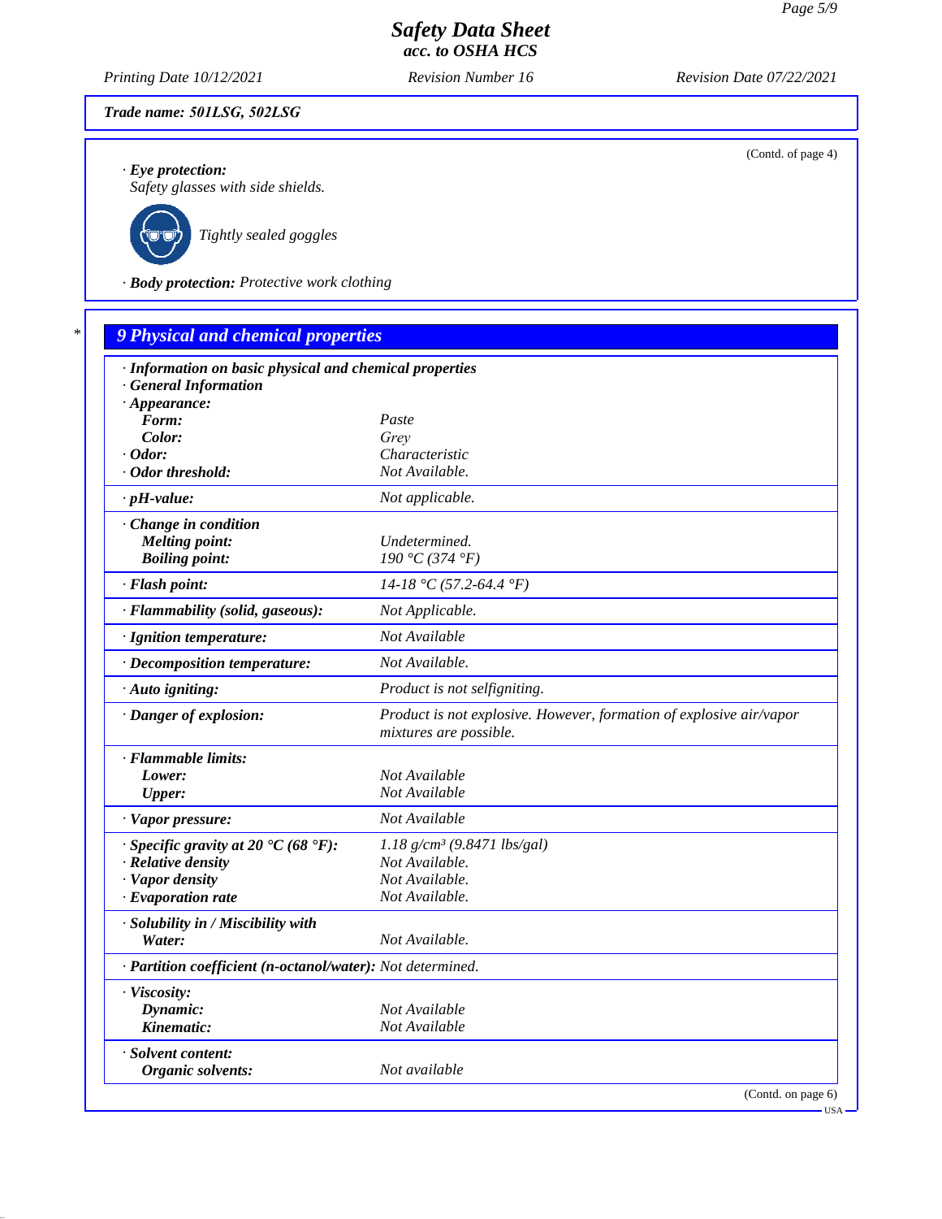Trade name: 501LSG, 502LSG

(Contd. of page 4)

· **Eye protection:**
Safety glasses with side shields.

Tightly sealed goggles

· **Body protection:** Protective work clothing

## 9 Physical and chemical properties

| Property | Value |
|---|---|
| · **Information on basic physical and chemical properties** | |
| · **General Information** | |
| · **Appearance:** | |
| **Form:** | Paste |
| **Color:** | Grey |
| · **Odor:** | Characteristic |
| · **Odor threshold:** | Not Available. |
| · **pH-value:** | Not applicable. |
| · **Change in condition** | |
| **Melting point:** | Undetermined. |
| **Boiling point:** | 190 °C (374 °F) |
| · **Flash point:** | 14-18 °C (57.2-64.4 °F) |
| · **Flammability (solid, gaseous):** | Not Applicable. |
| · **Ignition temperature:** | Not Available |
| · **Decomposition temperature:** | Not Available. |
| · **Auto igniting:** | Product is not selfigniting. |
| · **Danger of explosion:** | Product is not explosive. However, formation of explosive air/vapor mixtures are possible. |
| · **Flammable limits:** | |
| **Lower:** | Not Available |
| **Upper:** | Not Available |
| · **Vapor pressure:** | Not Available |
| · **Specific gravity at 20 °C (68 °F):** | 1.18 g/cm³ (9.8471 lbs/gal) |
| · **Relative density** | Not Available. |
| · **Vapor density** | Not Available. |
| · **Evaporation rate** | Not Available. |
| · **Solubility in / Miscibility with** | |
| **Water:** | Not Available. |
| · **Partition coefficient (n-octanol/water):** | Not determined. |
| · **Viscosity:** | |
| **Dynamic:** | Not Available |
| **Kinematic:** | Not Available |
| · **Solvent content:** | |
| **Organic solvents:** | Not available |

(Contd. on page 6)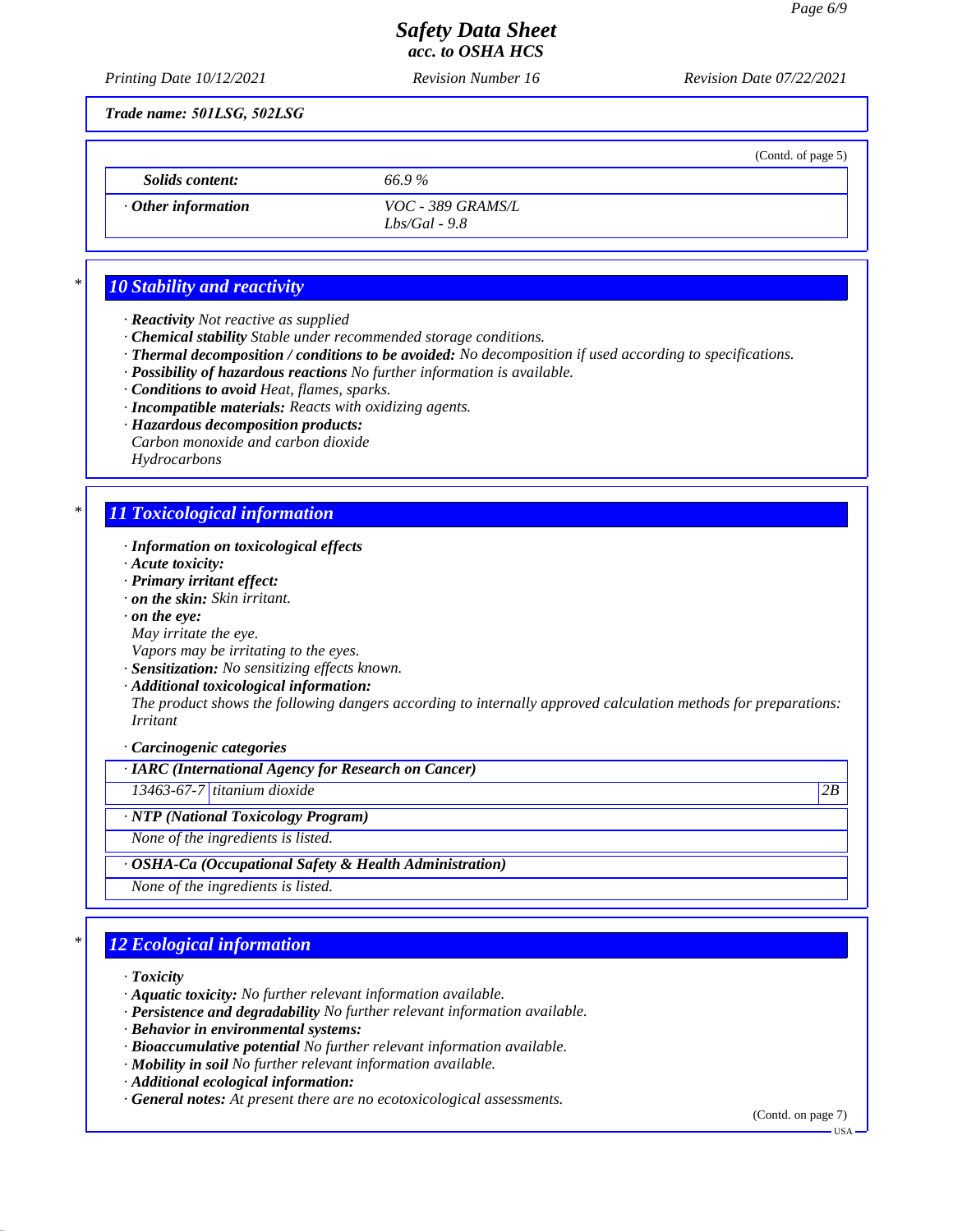**Trade name: 501LSG, 502LSG**

(Contd. of page 5)

| | |
|---|---|
| **Solids content:** | 66.9 % |
| · **Other information** | VOC - 389 GRAMS/L<br>Lbs/Gal - 9.8 |

## 10 Stability and reactivity

· **Reactivity** Not reactive as supplied
· **Chemical stability** Stable under recommended storage conditions.
· **Thermal decomposition / conditions to be avoided:** No decomposition if used according to specifications.
· **Possibility of hazardous reactions** No further information is available.
· **Conditions to avoid** Heat, flames, sparks.
· **Incompatible materials:** Reacts with oxidizing agents.
· **Hazardous decomposition products:**
Carbon monoxide and carbon dioxide
Hydrocarbons

## 11 Toxicological information

· **Information on toxicological effects**
· **Acute toxicity:**
· **Primary irritant effect:**
· **on the skin:** Skin irritant.
· **on the eye:**
May irritate the eye.
Vapors may be irritating to the eyes.
· **Sensitization:** No sensitizing effects known.
· **Additional toxicological information:**
The product shows the following dangers according to internally approved calculation methods for preparations:
Irritant

· **Carcinogenic categories**

| · **IARC (International Agency for Research on Cancer)** | | |
|---|---|---|
| 13463-67-7 | titanium dioxide | 2B |

| · **NTP (National Toxicology Program)** |
|---|
| None of the ingredients is listed. |

| · **OSHA-Ca (Occupational Safety & Health Administration)** |
|---|
| None of the ingredients is listed. |

## 12 Ecological information

· **Toxicity**
· **Aquatic toxicity:** No further relevant information available.
· **Persistence and degradability** No further relevant information available.
· **Behavior in environmental systems:**
· **Bioaccumulative potential** No further relevant information available.
· **Mobility in soil** No further relevant information available.
· **Additional ecological information:**
· **General notes:** At present there are no ecotoxicological assessments.

(Contd. on page 7)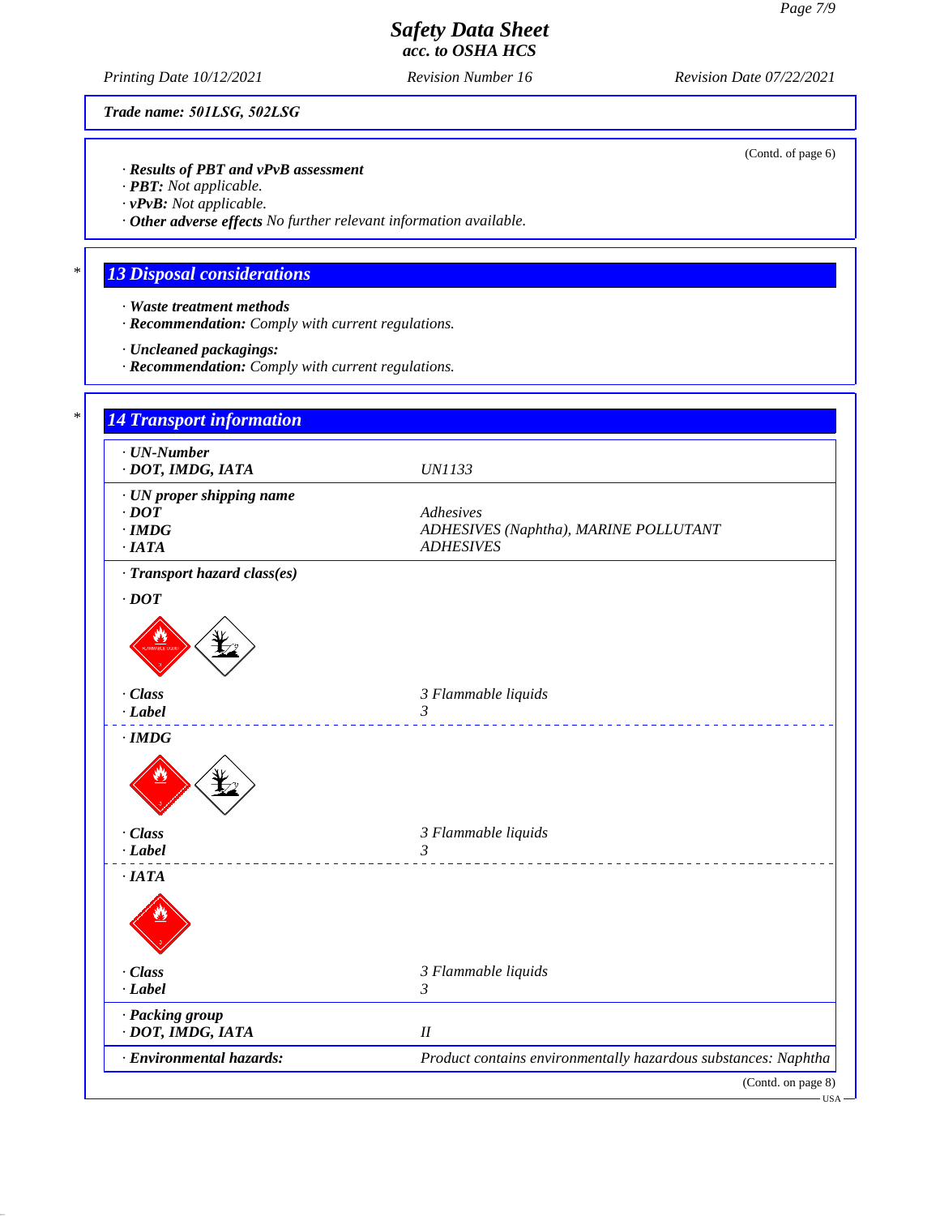# Safety Data Sheet
acc. to OSHA HCS

Printing Date 10/12/2021 | Revision Number 16 | Revision Date 07/22/2021

**Trade name: 501LSG, 502LSG**

(Contd. of page 6)

· **Results of PBT and vPvB assessment**
· **PBT:** Not applicable.
· **vPvB:** Not applicable.
· **Other adverse effects** No further relevant information available.

## 13 Disposal considerations

· **Waste treatment methods**
· **Recommendation:** Comply with current regulations.

· **Uncleaned packagings:**
· **Recommendation:** Comply with current regulations.

## 14 Transport information

| | |
|---|---|
| · **UN-Number** | |
| · **DOT, IMDG, IATA** | UN1133 |
| · **UN proper shipping name** | |
| · **DOT** | Adhesives |
| · **IMDG** | ADHESIVES (Naphtha), MARINE POLLUTANT |
| · **IATA** | ADHESIVES |
| · **Transport hazard class(es)** | |
| · **DOT** | |
| · **Class** | 3 Flammable liquids |
| · **Label** | 3 |
| · **IMDG** | |
| · **Class** | 3 Flammable liquids |
| · **Label** | 3 |
| · **IATA** | |
| · **Class** | 3 Flammable liquids |
| · **Label** | 3 |
| · **Packing group** | |
| · **DOT, IMDG, IATA** | II |
| · **Environmental hazards:** | Product contains environmentally hazardous substances: Naphtha |

(Contd. on page 8)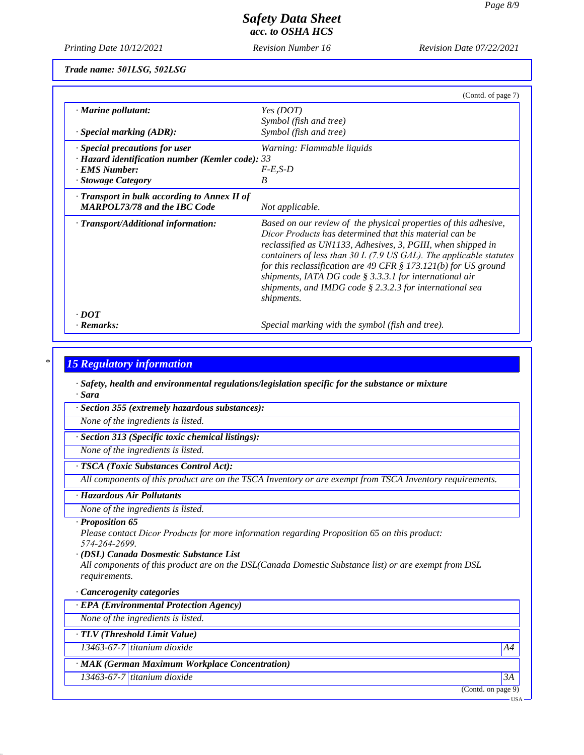**Trade name: 501LSG, 502LSG**

(Contd. of page 7)

| | |
|---|---|
| · **Marine pollutant:** | Yes (DOT)<br>Symbol (fish and tree) |
| · **Special marking (ADR):** | Symbol (fish and tree) |
| · **Special precautions for user** | Warning: Flammable liquids |
| · **Hazard identification number (Kemler code):** | 33 |
| · **EMS Number:** | F-E,S-D |
| · **Stowage Category** | B |
| · **Transport in bulk according to Annex II of MARPOL73/78 and the IBC Code** | Not applicable. |
| · **Transport/Additional information:** | Based on our review of the physical properties of this adhesive, Dicor Products has determined that this material can be reclassified as UN1133, Adhesives, 3, PGIII, when shipped in containers of less than 30 L (7.9 US GAL). The applicable statutes for this reclassification are 49 CFR § 173.121(b) for US ground shipments, IATA DG code § 3.3.3.1 for international air shipments, and IMDG code § 2.3.2.3 for international sea shipments. |
| · **DOT** | |
| · **Remarks:** | Special marking with the symbol (fish and tree). |

## 15 Regulatory information

· **Safety, health and environmental regulations/legislation specific for the substance or mixture**

· **Sara**

· **Section 355 (extremely hazardous substances):**

None of the ingredients is listed.

· **Section 313 (Specific toxic chemical listings):**

None of the ingredients is listed.

· **TSCA (Toxic Substances Control Act):**

All components of this product are on the TSCA Inventory or are exempt from TSCA Inventory requirements.

· **Hazardous Air Pollutants**

None of the ingredients is listed.

· **Proposition 65**

Please contact Dicor Products for more information regarding Proposition 65 on this product: 574-264-2699.

· **(DSL) Canada Dosmestic Substance List**

All components of this product are on the DSL(Canada Domestic Substance list) or are exempt from DSL requirements.

· **Cancerogenity categories**

· **EPA (Environmental Protection Agency)**

None of the ingredients is listed.

· **TLV (Threshold Limit Value)**

| | | |
|---|---|---|
| 13463-67-7 | titanium dioxide | A4 |

· **MAK (German Maximum Workplace Concentration)**

| | | |
|---|---|---|
| 13463-67-7 | titanium dioxide | 3A |

(Contd. on page 9)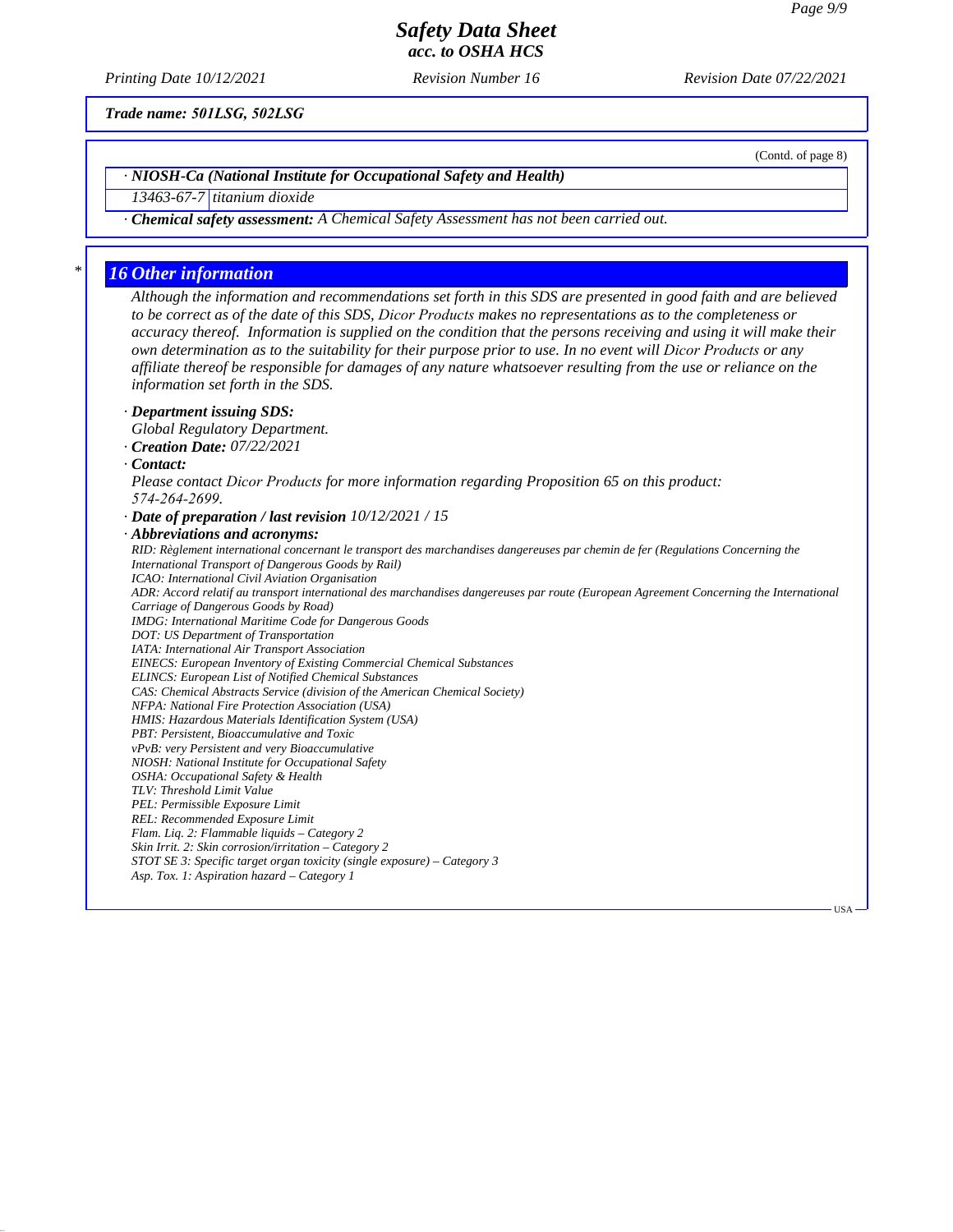(Contd. of page 8)

· **NIOSH-Ca (National Institute for Occupational Safety and Health)**

| | |
|---|---|
| 13463-67-7 | titanium dioxide |

· **Chemical safety assessment:** A Chemical Safety Assessment has not been carried out.

## * 16 Other information

Although the information and recommendations set forth in this SDS are presented in good faith and are believed to be correct as of the date of this SDS, Dicor Products makes no representations as to the completeness or accuracy thereof. Information is supplied on the condition that the persons receiving and using it will make their own determination as to the suitability for their purpose prior to use. In no event will Dicor Products or any affiliate thereof be responsible for damages of any nature whatsoever resulting from the use or reliance on the information set forth in the SDS.

· **Department issuing SDS:**
Global Regulatory Department.

· **Creation Date:** 07/22/2021

· **Contact:**
Please contact Dicor Products for more information regarding Proposition 65 on this product: 574-264-2699.

· **Date of preparation / last revision** 10/12/2021 / 15

· **Abbreviations and acronyms:**
RID: Règlement international concernant le transport des marchandises dangereuses par chemin de fer (Regulations Concerning the International Transport of Dangerous Goods by Rail)
ICAO: International Civil Aviation Organisation
ADR: Accord relatif au transport international des marchandises dangereuses par route (European Agreement Concerning the International Carriage of Dangerous Goods by Road)
IMDG: International Maritime Code for Dangerous Goods
DOT: US Department of Transportation
IATA: International Air Transport Association
EINECS: European Inventory of Existing Commercial Chemical Substances
ELINCS: European List of Notified Chemical Substances
CAS: Chemical Abstracts Service (division of the American Chemical Society)
NFPA: National Fire Protection Association (USA)
HMIS: Hazardous Materials Identification System (USA)
PBT: Persistent, Bioaccumulative and Toxic
vPvB: very Persistent and very Bioaccumulative
NIOSH: National Institute for Occupational Safety
OSHA: Occupational Safety & Health
TLV: Threshold Limit Value
PEL: Permissible Exposure Limit
REL: Recommended Exposure Limit
Flam. Liq. 2: Flammable liquids – Category 2
Skin Irrit. 2: Skin corrosion/irritation – Category 2
STOT SE 3: Specific target organ toxicity (single exposure) – Category 3
Asp. Tox. 1: Aspiration hazard – Category 1